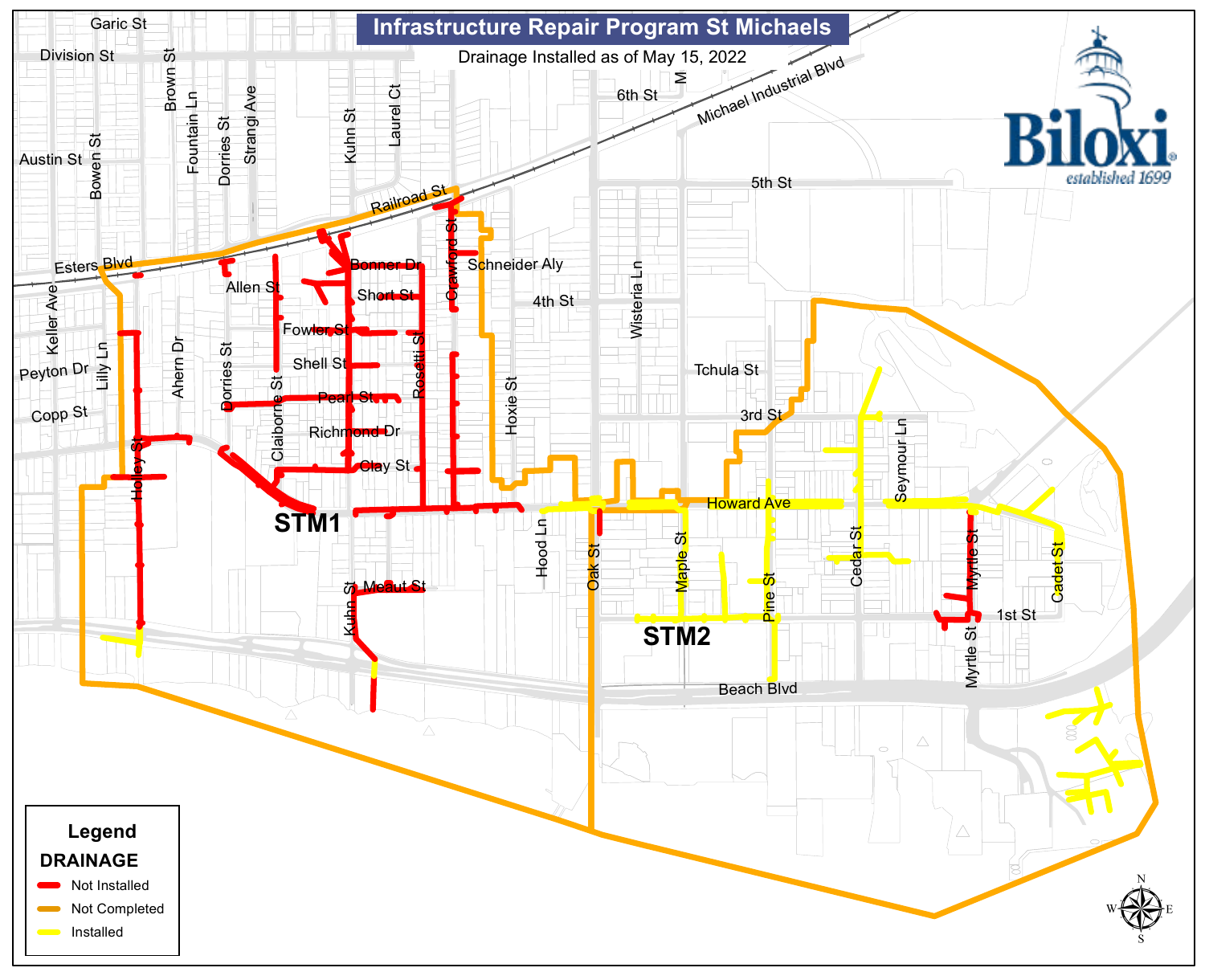# Infrastructure Repair Program St Michaels

Drainage Installed as of May 15, 2022

Biloxi

*established 1699*

Garic St
Division St
Brown St
Fountain Ln
Dorries St
Strangi Ave
Kuhn St
Laurel Ct
6th St
Michael Industrial Blvd
Austin St
Bowen St
Railroad St
5th St
Esters Blvd
Bonner Dr
Schneider Aly
Allen St
Short St
Crawford St
4th St
Wisteria Ln
Keller Ave
Fowler St
Lilly Ln
Peyton Dr
Shell St
Tchula St
Ahern Dr
Dorries St
Pearl St
Rosetti St
Hoxie St
Copp St
Claiborne St
3rd St
Richmond Dr
Seymour Ln
Clay St
Holley St
Howard Ave
STM1
Hood Ln
Oak St
Maple St
Cedar St
Myrtle St
Cadet St
Meaut St
Kuhn St
Pine St
1st St
STM2
Myrtle St
Beach Blvd

**Legend**

**DRAINAGE**

- Not Installed
- Not Completed
- Installed

N
W E
S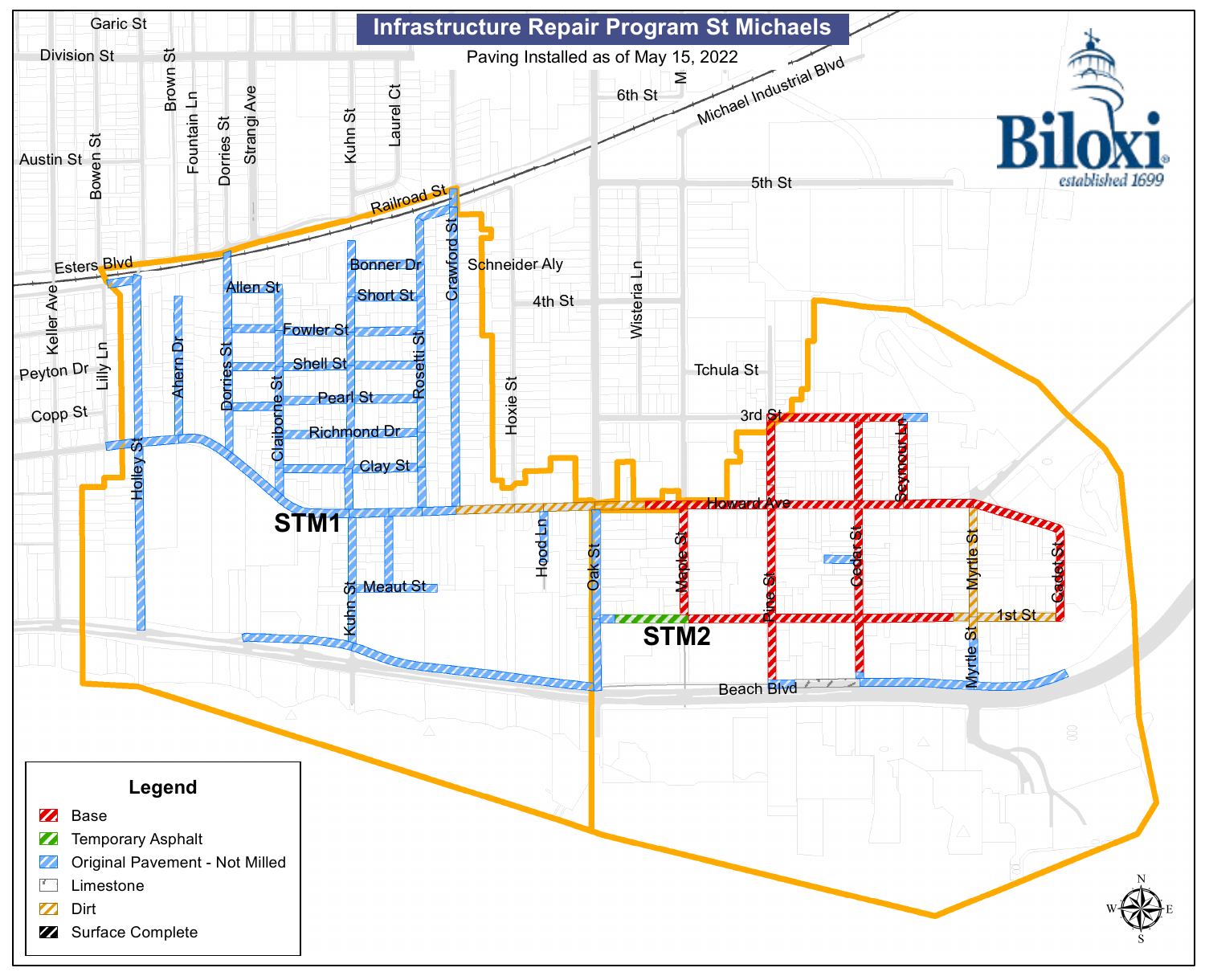# Infrastructure Repair Program St Michaels

Paving Installed as of May 15, 2022

Biloxi
*established 1699*

Garic St
Division St
Austin St
Esters Blvd
Keller Ave
Peyton Dr
Copp St
Lilly Ln
Bowen St
Brown St
Fountain Ln
Dorries St
Strangi Ave
Kuhn St
Laurel Ct
Railroad St
6th St
Michael Industrial Blvd
5th St
Bonner Dr
Crawford St
Schneider Aly
Allen St
Short St
4th St
Wisteria Ln
Fowler St
Shell St
Rosetti St
Ahern Dr
Dorries St
Claiborne St
Pearl St
Tchula St
Hoxie St
3rd St
Richmond Dr
Holley St
Clay St
Seymour Ln
Howard Ave
STM1
Hood Ln
Oak St
Maple St
Pine St
Cedar St
Myrtle St
Cadet St
Kuhn St
Meaut St
1st St
STM2
Beach Blvd
Myrtle St

**Legend**

- Base
- Temporary Asphalt
- Original Pavement - Not Milled
- Limestone
- Dirt
- Surface Complete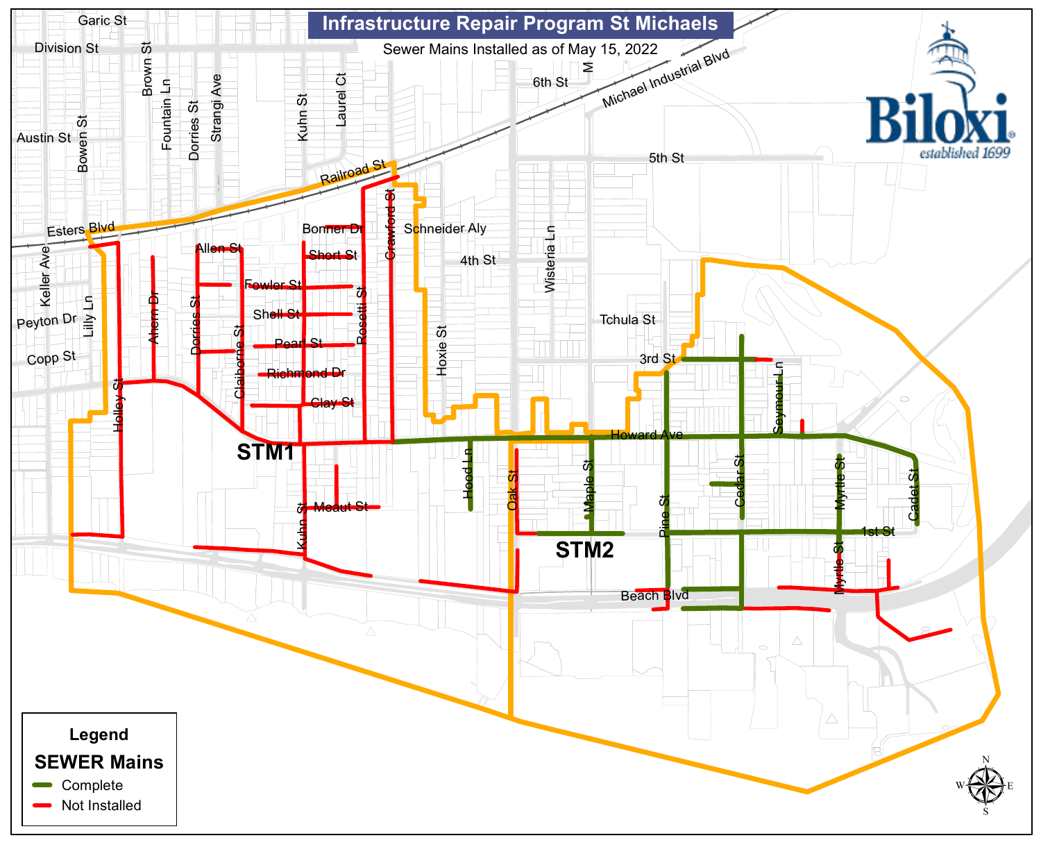# Infrastructure Repair Program St Michaels

Sewer Mains Installed as of May 15, 2022

Garic St
Division St
Austin St
Bowen St
Brown St
Fountain Ln
Dorries St
Strangi Ave
Kuhn St
Laurel Ct
6th St
Michael Industrial Blvd
5th St
Railroad St
Esters Blvd
Keller Ave
Bonner Dr
Schneider Aly
Allen St
Short St
Crawford St
4th St
Wisteria Ln
Fowler St
Peyton Dr
Lilly Ln
Shell St
Rosetti St
Hoxie St
Tchula St
Copp St
Ahern Dr
Dorries St
Claiborne St
Pearl St
3rd St
Richmond Dr
Seymour Ln
Holley St
Clay St
Howard Ave
STM1
Hood Ln
Oak St
Maple St
Pine St
Cedar St
Myrtle St
Cadet St
Kuhn St
Moaut St
1st St
STM2
Beach Blvd
Myrtle St

Biloxi
established 1699

**Legend**

**SEWER Mains**

- Complete
- Not Installed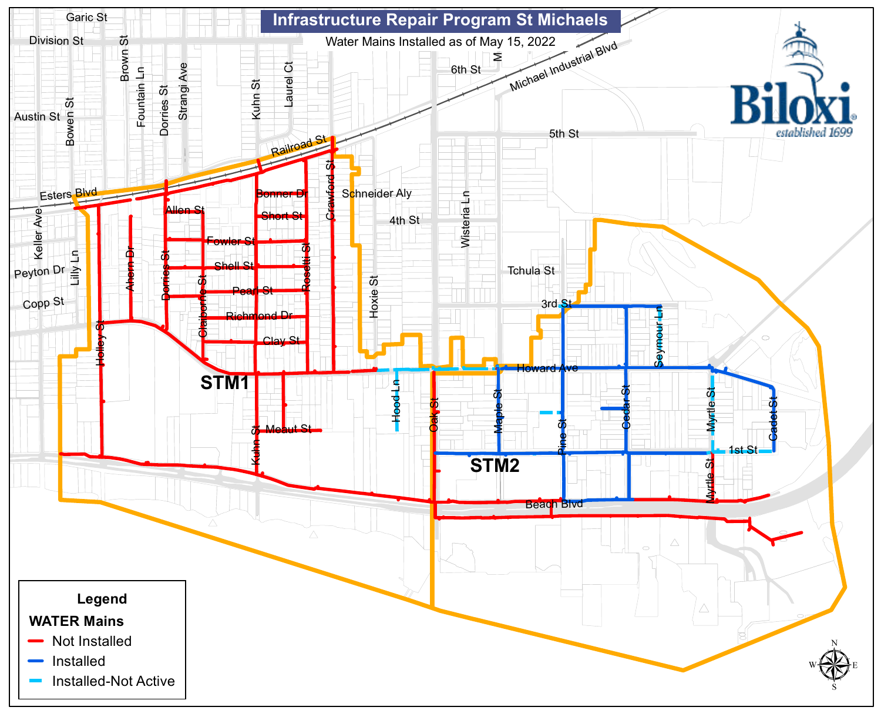# Infrastructure Repair Program St Michaels

Water Mains Installed as of May 15, 2022

Garic St
Division St
Brown St
Fountain Ln
Dorries St
Strangi Ave
Kuhn St
Laurel Ct
6th St
M
Michael Industrial Blvd
Austin St
Bowen St
Railroad St
5th St
Esters Blvd
Bonner Dr
Crawford St
Schneider Aly
Allen St
Short St
4th St
Wisteria Ln
Keller Ave
Fowler St
Lilly Ln
Peyton Dr
Ahern Dr
Dorries St
Shell St
Rosetti St
Tchula St
Hoxie St
Claiborne St
Pearl St
Copp St
3rd St
Richmond Dr
Holley St
Seymour Ln
Clay St
Howard Ave
STM1
Hood Ln
Oak St
Maple St
Pine St
Cedar St
Myrtle St
Cadet St
Meaut St
Kuhn St
1st St
STM2
Myrtle St
Beach Blvd

Biloxi
established 1699

**Legend**

**WATER Mains**

- Not Installed
- Installed
- Installed-Not Active

N
W E
S